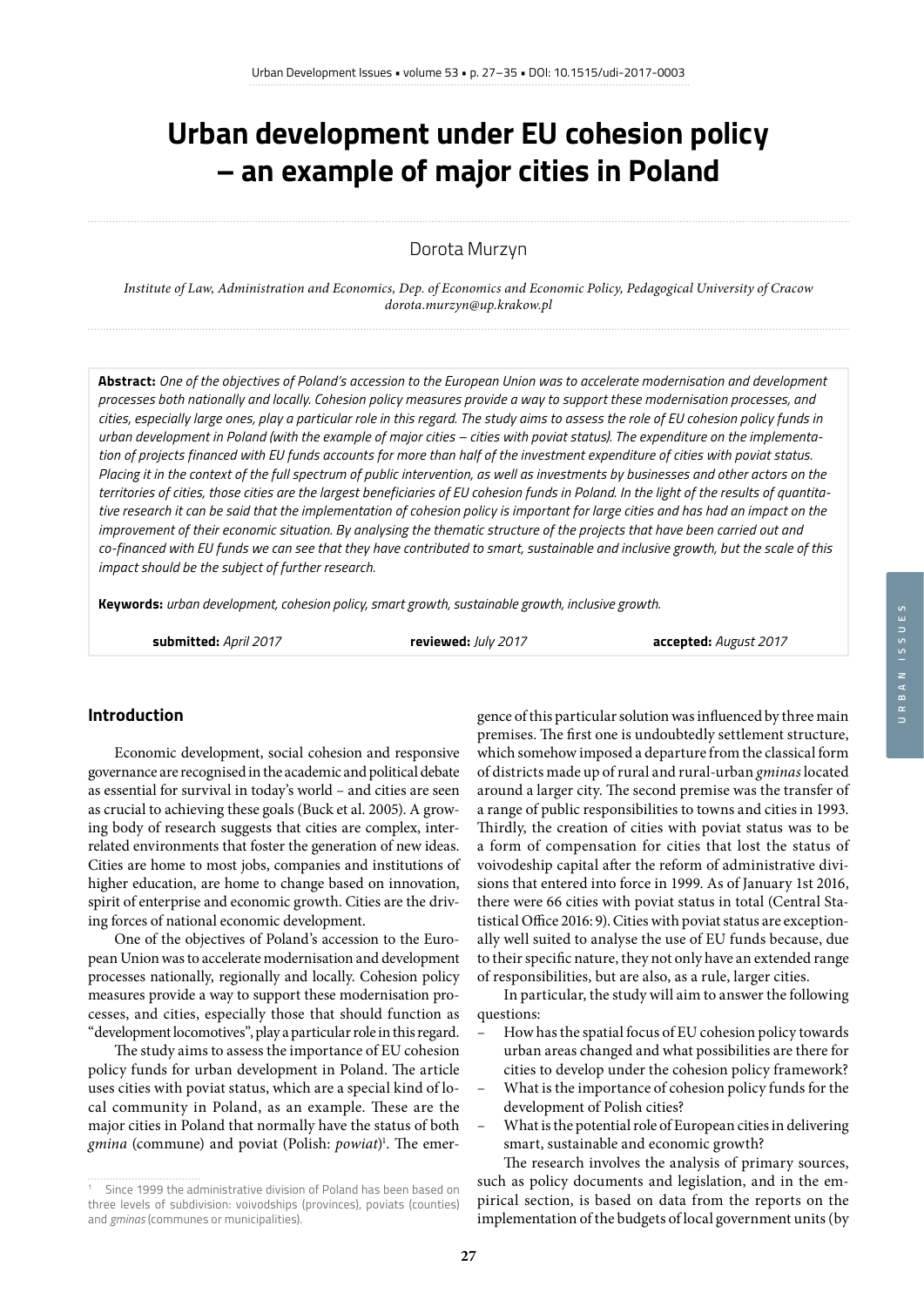# Urban development under EU cohesion policy – an example of major cities in Poland

Dorota Murzyn

*Institute of Law, Administration and Economics, Dep. of Economics and Economic Policy, Pedagogical University of Cracow*
*dorota.murzyn@up.krakow.pl*

**Abstract:** *One of the objectives of Poland's accession to the European Union was to accelerate modernisation and development processes both nationally and locally. Cohesion policy measures provide a way to support these modernisation processes, and cities, especially large ones, play a particular role in this regard. The study aims to assess the role of EU cohesion policy funds in urban development in Poland (with the example of major cities – cities with poviat status). The expenditure on the implementation of projects financed with EU funds accounts for more than half of the investment expenditure of cities with poviat status. Placing it in the context of the full spectrum of public intervention, as well as investments by businesses and other actors on the territories of cities, those cities are the largest beneficiaries of EU cohesion funds in Poland. In the light of the results of quantitative research it can be said that the implementation of cohesion policy is important for large cities and has had an impact on the improvement of their economic situation. By analysing the thematic structure of the projects that have been carried out and co-financed with EU funds we can see that they have contributed to smart, sustainable and inclusive growth, but the scale of this impact should be the subject of further research.*

**Keywords:** *urban development, cohesion policy, smart growth, sustainable growth, inclusive growth.*

**submitted:** *April 2017* **reviewed:** *July 2017* **accepted:** *August 2017*

## Introduction

Economic development, social cohesion and responsive governance are recognised in the academic and political debate as essential for survival in today's world – and cities are seen as crucial to achieving these goals (Buck et al. 2005). A growing body of research suggests that cities are complex, interrelated environments that foster the generation of new ideas. Cities are home to most jobs, companies and institutions of higher education, are home to change based on innovation, spirit of enterprise and economic growth. Cities are the driving forces of national economic development.

One of the objectives of Poland's accession to the European Union was to accelerate modernisation and development processes nationally, regionally and locally. Cohesion policy measures provide a way to support these modernisation processes, and cities, especially those that should function as "development locomotives", play a particular role in this regard.

The study aims to assess the importance of EU cohesion policy funds for urban development in Poland. The article uses cities with poviat status, which are a special kind of local community in Poland, as an example. These are the major cities in Poland that normally have the status of both *gmina* (commune) and poviat (Polish: *powiat*)[1]. The emergence of this particular solution was influenced by three main premises. The first one is undoubtedly settlement structure, which somehow imposed a departure from the classical form of districts made up of rural and rural-urban *gminas* located around a larger city. The second premise was the transfer of a range of public responsibilities to towns and cities in 1993. Thirdly, the creation of cities with poviat status was to be a form of compensation for cities that lost the status of voivodeship capital after the reform of administrative divisions that entered into force in 1999. As of January 1st 2016, there were 66 cities with poviat status in total (Central Statistical Office 2016: 9). Cities with poviat status are exceptionally well suited to analyse the use of EU funds because, due to their specific nature, they not only have an extended range of responsibilities, but are also, as a rule, larger cities.

In particular, the study will aim to answer the following questions:

- How has the spatial focus of EU cohesion policy towards urban areas changed and what possibilities are there for cities to develop under the cohesion policy framework?
- What is the importance of cohesion policy funds for the development of Polish cities?
- What is the potential role of European cities in delivering smart, sustainable and economic growth?

The research involves the analysis of primary sources, such as policy documents and legislation, and in the empirical section, is based on data from the reports on the implementation of the budgets of local government units (by

[1] Since 1999 the administrative division of Poland has been based on three levels of subdivision: voivodships (provinces), poviats (counties) and *gminas* (communes or municipalities).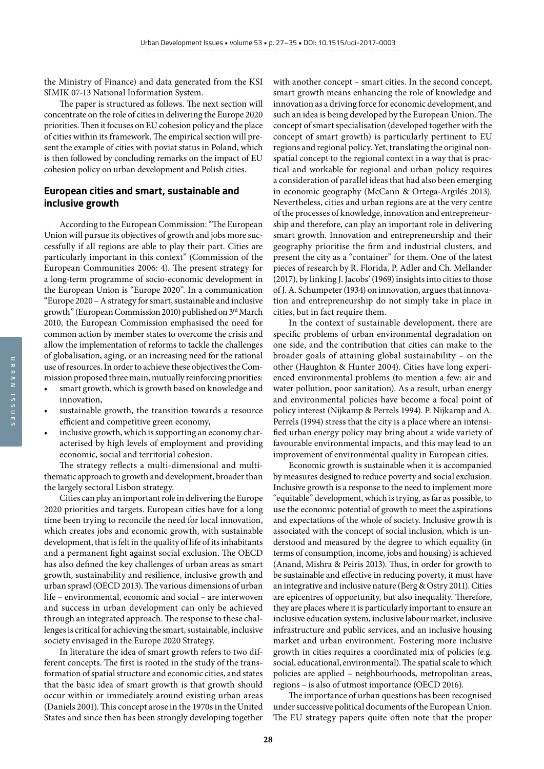the Ministry of Finance) and data generated from the KSI SIMIK 07-13 National Information System.

The paper is structured as follows. The next section will concentrate on the role of cities in delivering the Europe 2020 priorities. Then it focuses on EU cohesion policy and the place of cities within its framework. The empirical section will present the example of cities with poviat status in Poland, which is then followed by concluding remarks on the impact of EU cohesion policy on urban development and Polish cities.

## European cities and smart, sustainable and inclusive growth

According to the European Commission: "The European Union will pursue its objectives of growth and jobs more successfully if all regions are able to play their part. Cities are particularly important in this context" (Commission of the European Communities 2006: 4). The present strategy for a long-term programme of socio-economic development in the European Union is "Europe 2020". In a communication "Europe 2020 – A strategy for smart, sustainable and inclusive growth" (European Commission 2010) published on 3rd March 2010, the European Commission emphasised the need for common action by member states to overcome the crisis and allow the implementation of reforms to tackle the challenges of globalisation, aging, or an increasing need for the rational use of resources. In order to achieve these objectives the Commission proposed three main, mutually reinforcing priorities:

- smart growth, which is growth based on knowledge and innovation,
- sustainable growth, the transition towards a resource efficient and competitive green economy,
- inclusive growth, which is supporting an economy characterised by high levels of employment and providing economic, social and territorial cohesion.

The strategy reflects a multi-dimensional and multi-thematic approach to growth and development, broader than the largely sectoral Lisbon strategy.

Cities can play an important role in delivering the Europe 2020 priorities and targets. European cities have for a long time been trying to reconcile the need for local innovation, which creates jobs and economic growth, with sustainable development, that is felt in the quality of life of its inhabitants and a permanent fight against social exclusion. The OECD has also defined the key challenges of urban areas as smart growth, sustainability and resilience, inclusive growth and urban sprawl (OECD 2013). The various dimensions of urban life – environmental, economic and social – are interwoven and success in urban development can only be achieved through an integrated approach. The response to these challenges is critical for achieving the smart, sustainable, inclusive society envisaged in the Europe 2020 Strategy.

In literature the idea of smart growth refers to two different concepts. The first is rooted in the study of the transformation of spatial structure and economic cities, and states that the basic idea of smart growth is that growth should occur within or immediately around existing urban areas (Daniels 2001). This concept arose in the 1970s in the United States and since then has been strongly developing together with another concept – smart cities. In the second concept, smart growth means enhancing the role of knowledge and innovation as a driving force for economic development, and such an idea is being developed by the European Union. The concept of smart specialisation (developed together with the concept of smart growth) is particularly pertinent to EU regions and regional policy. Yet, translating the original non-spatial concept to the regional context in a way that is practical and workable for regional and urban policy requires a consideration of parallel ideas that had also been emerging in economic geography (McCann & Ortega-Argilés 2013). Nevertheless, cities and urban regions are at the very centre of the processes of knowledge, innovation and entrepreneurship and therefore, can play an important role in delivering smart growth. Innovation and entrepreneurship and their geography prioritise the firm and industrial clusters, and present the city as a "container" for them. One of the latest pieces of research by R. Florida, P. Adler and Ch. Mellander (2017), by linking J. Jacobs' (1969) insights into cities to those of J. A. Schumpeter (1934) on innovation, argues that innovation and entrepreneurship do not simply take in place in cities, but in fact require them.

In the context of sustainable development, there are specific problems of urban environmental degradation on one side, and the contribution that cities can make to the broader goals of attaining global sustainability – on the other (Haughton & Hunter 2004). Cities have long experienced environmental problems (to mention a few: air and water pollution, poor sanitation). As a result, urban energy and environmental policies have become a focal point of policy interest (Nijkamp & Perrels 1994). P. Nijkamp and A. Perrels (1994) stress that the city is a place where an intensified urban energy policy may bring about a wide variety of favourable environmental impacts, and this may lead to an improvement of environmental quality in European cities.

Economic growth is sustainable when it is accompanied by measures designed to reduce poverty and social exclusion. Inclusive growth is a response to the need to implement more "equitable" development, which is trying, as far as possible, to use the economic potential of growth to meet the aspirations and expectations of the whole of society. Inclusive growth is associated with the concept of social inclusion, which is understood and measured by the degree to which equality (in terms of consumption, income, jobs and housing) is achieved (Anand, Mishra & Peiris 2013). Thus, in order for growth to be sustainable and effective in reducing poverty, it must have an integrative and inclusive nature (Berg & Ostry 2011). Cities are epicentres of opportunity, but also inequality. Therefore, they are places where it is particularly important to ensure an inclusive education system, inclusive labour market, inclusive infrastructure and public services, and an inclusive housing market and urban environment. Fostering more inclusive growth in cities requires a coordinated mix of policies (e.g. social, educational, environmental). The spatial scale to which policies are applied – neighbourhoods, metropolitan areas, regions – is also of utmost importance (OECD 2016).

The importance of urban questions has been recognised under successive political documents of the European Union. The EU strategy papers quite often note that the proper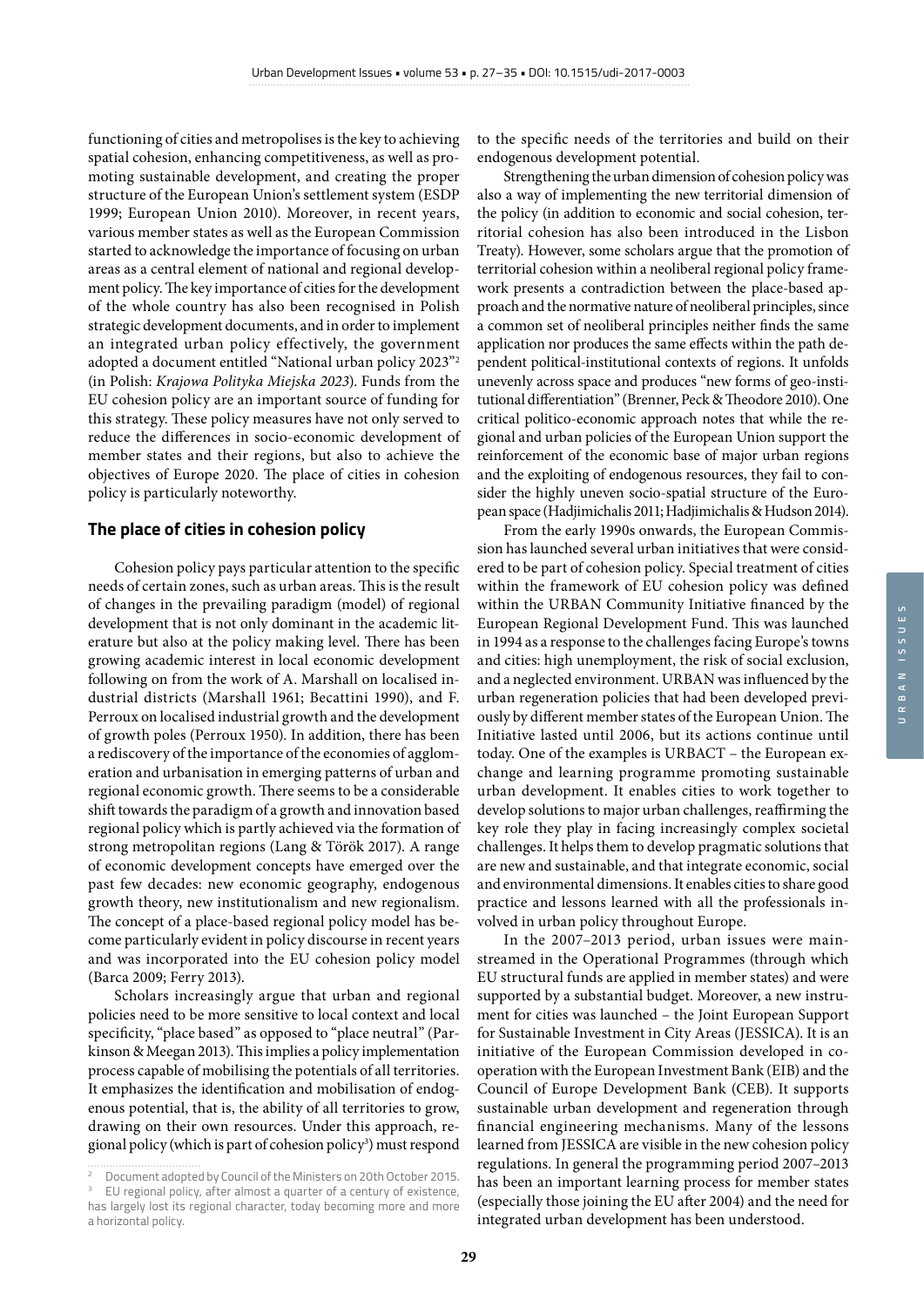functioning of cities and metropolises is the key to achieving spatial cohesion, enhancing competitiveness, as well as promoting sustainable development, and creating the proper structure of the European Union's settlement system (ESDP 1999; European Union 2010). Moreover, in recent years, various member states as well as the European Commission started to acknowledge the importance of focusing on urban areas as a central element of national and regional development policy. The key importance of cities for the development of the whole country has also been recognised in Polish strategic development documents, and in order to implement an integrated urban policy effectively, the government adopted a document entitled "National urban policy 2023"[2] (in Polish: *Krajowa Polityka Miejska 2023*). Funds from the EU cohesion policy are an important source of funding for this strategy. These policy measures have not only served to reduce the differences in socio-economic development of member states and their regions, but also to achieve the objectives of Europe 2020. The place of cities in cohesion policy is particularly noteworthy.

## The place of cities in cohesion policy

Cohesion policy pays particular attention to the specific needs of certain zones, such as urban areas. This is the result of changes in the prevailing paradigm (model) of regional development that is not only dominant in the academic literature but also at the policy making level. There has been growing academic interest in local economic development following on from the work of A. Marshall on localised industrial districts (Marshall 1961; Becattini 1990), and F. Perroux on localised industrial growth and the development of growth poles (Perroux 1950). In addition, there has been a rediscovery of the importance of the economies of agglomeration and urbanisation in emerging patterns of urban and regional economic growth. There seems to be a considerable shift towards the paradigm of a growth and innovation based regional policy which is partly achieved via the formation of strong metropolitan regions (Lang & Török 2017). A range of economic development concepts have emerged over the past few decades: new economic geography, endogenous growth theory, new institutionalism and new regionalism. The concept of a place-based regional policy model has become particularly evident in policy discourse in recent years and was incorporated into the EU cohesion policy model (Barca 2009; Ferry 2013).

Scholars increasingly argue that urban and regional policies need to be more sensitive to local context and local specificity, "place based" as opposed to "place neutral" (Parkinson & Meegan 2013). This implies a policy implementation process capable of mobilising the potentials of all territories. It emphasizes the identification and mobilisation of endogenous potential, that is, the ability of all territories to grow, drawing on their own resources. Under this approach, regional policy (which is part of cohesion policy[3]) must respond to the specific needs of the territories and build on their endogenous development potential.

Strengthening the urban dimension of cohesion policy was also a way of implementing the new territorial dimension of the policy (in addition to economic and social cohesion, territorial cohesion has also been introduced in the Lisbon Treaty). However, some scholars argue that the promotion of territorial cohesion within a neoliberal regional policy framework presents a contradiction between the place-based approach and the normative nature of neoliberal principles, since a common set of neoliberal principles neither finds the same application nor produces the same effects within the path dependent political-institutional contexts of regions. It unfolds unevenly across space and produces "new forms of geo-institutional differentiation" (Brenner, Peck & Theodore 2010). One critical politico-economic approach notes that while the regional and urban policies of the European Union support the reinforcement of the economic base of major urban regions and the exploiting of endogenous resources, they fail to consider the highly uneven socio-spatial structure of the European space (Hadjimichalis 2011; Hadjimichalis & Hudson 2014).

From the early 1990s onwards, the European Commission has launched several urban initiatives that were considered to be part of cohesion policy. Special treatment of cities within the framework of EU cohesion policy was defined within the URBAN Community Initiative financed by the European Regional Development Fund. This was launched in 1994 as a response to the challenges facing Europe's towns and cities: high unemployment, the risk of social exclusion, and a neglected environment. URBAN was influenced by the urban regeneration policies that had been developed previously by different member states of the European Union. The Initiative lasted until 2006, but its actions continue until today. One of the examples is URBACT – the European exchange and learning programme promoting sustainable urban development. It enables cities to work together to develop solutions to major urban challenges, reaffirming the key role they play in facing increasingly complex societal challenges. It helps them to develop pragmatic solutions that are new and sustainable, and that integrate economic, social and environmental dimensions. It enables cities to share good practice and lessons learned with all the professionals involved in urban policy throughout Europe.

In the 2007–2013 period, urban issues were mainstreamed in the Operational Programmes (through which EU structural funds are applied in member states) and were supported by a substantial budget. Moreover, a new instrument for cities was launched – the Joint European Support for Sustainable Investment in City Areas (JESSICA). It is an initiative of the European Commission developed in cooperation with the European Investment Bank (EIB) and the Council of Europe Development Bank (CEB). It supports sustainable urban development and regeneration through financial engineering mechanisms. Many of the lessons learned from JESSICA are visible in the new cohesion policy regulations. In general the programming period 2007–2013 has been an important learning process for member states (especially those joining the EU after 2004) and the need for integrated urban development has been understood.

[2] Document adopted by Council of the Ministers on 20th October 2015.

[3] EU regional policy, after almost a quarter of a century of existence, has largely lost its regional character, today becoming more and more a horizontal policy.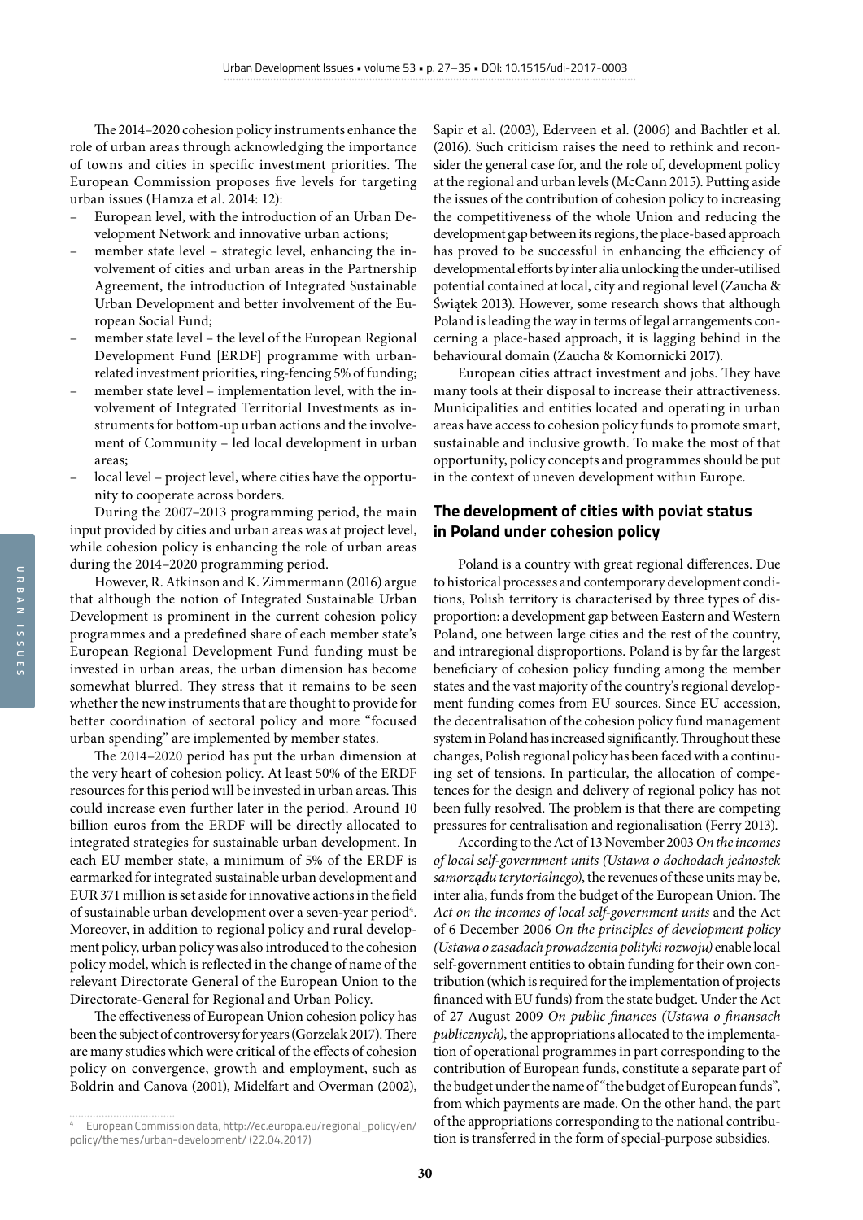The 2014–2020 cohesion policy instruments enhance the role of urban areas through acknowledging the importance of towns and cities in specific investment priorities. The European Commission proposes five levels for targeting urban issues (Hamza et al. 2014: 12):

- European level, with the introduction of an Urban Development Network and innovative urban actions;
- member state level – strategic level, enhancing the involvement of cities and urban areas in the Partnership Agreement, the introduction of Integrated Sustainable Urban Development and better involvement of the European Social Fund;
- member state level – the level of the European Regional Development Fund [ERDF] programme with urban-related investment priorities, ring-fencing 5% of funding;
- member state level – implementation level, with the involvement of Integrated Territorial Investments as instruments for bottom-up urban actions and the involvement of Community – led local development in urban areas;
- local level – project level, where cities have the opportunity to cooperate across borders.

During the 2007–2013 programming period, the main input provided by cities and urban areas was at project level, while cohesion policy is enhancing the role of urban areas during the 2014–2020 programming period.

However, R. Atkinson and K. Zimmermann (2016) argue that although the notion of Integrated Sustainable Urban Development is prominent in the current cohesion policy programmes and a predefined share of each member state's European Regional Development Fund funding must be invested in urban areas, the urban dimension has become somewhat blurred. They stress that it remains to be seen whether the new instruments that are thought to provide for better coordination of sectoral policy and more "focused urban spending" are implemented by member states.

The 2014–2020 period has put the urban dimension at the very heart of cohesion policy. At least 50% of the ERDF resources for this period will be invested in urban areas. This could increase even further later in the period. Around 10 billion euros from the ERDF will be directly allocated to integrated strategies for sustainable urban development. In each EU member state, a minimum of 5% of the ERDF is earmarked for integrated sustainable urban development and EUR 371 million is set aside for innovative actions in the field of sustainable urban development over a seven-year period[4]. Moreover, in addition to regional policy and rural development policy, urban policy was also introduced to the cohesion policy model, which is reflected in the change of name of the relevant Directorate General of the European Union to the Directorate-General for Regional and Urban Policy.

The effectiveness of European Union cohesion policy has been the subject of controversy for years (Gorzelak 2017). There are many studies which were critical of the effects of cohesion policy on convergence, growth and employment, such as Boldrin and Canova (2001), Midelfart and Overman (2002), Sapir et al. (2003), Ederveen et al. (2006) and Bachtler et al. (2016). Such criticism raises the need to rethink and reconsider the general case for, and the role of, development policy at the regional and urban levels (McCann 2015). Putting aside the issues of the contribution of cohesion policy to increasing the competitiveness of the whole Union and reducing the development gap between its regions, the place-based approach has proved to be successful in enhancing the efficiency of developmental efforts by inter alia unlocking the under-utilised potential contained at local, city and regional level (Zaucha & Świątek 2013). However, some research shows that although Poland is leading the way in terms of legal arrangements concerning a place-based approach, it is lagging behind in the behavioural domain (Zaucha & Komornicki 2017).

European cities attract investment and jobs. They have many tools at their disposal to increase their attractiveness. Municipalities and entities located and operating in urban areas have access to cohesion policy funds to promote smart, sustainable and inclusive growth. To make the most of that opportunity, policy concepts and programmes should be put in the context of uneven development within Europe.

## The development of cities with poviat status in Poland under cohesion policy

Poland is a country with great regional differences. Due to historical processes and contemporary development conditions, Polish territory is characterised by three types of disproportion: a development gap between Eastern and Western Poland, one between large cities and the rest of the country, and intraregional disproportions. Poland is by far the largest beneficiary of cohesion policy funding among the member states and the vast majority of the country's regional development funding comes from EU sources. Since EU accession, the decentralisation of the cohesion policy fund management system in Poland has increased significantly. Throughout these changes, Polish regional policy has been faced with a continuing set of tensions. In particular, the allocation of competences for the design and delivery of regional policy has not been fully resolved. The problem is that there are competing pressures for centralisation and regionalisation (Ferry 2013).

According to the Act of 13 November 2003 *On the incomes of local self-government units (Ustawa o dochodach jednostek samorządu terytorialnego)*, the revenues of these units may be, inter alia, funds from the budget of the European Union. The *Act on the incomes of local self-government units* and the Act of 6 December 2006 *On the principles of development policy (Ustawa o zasadach prowadzenia polityki rozwoju)* enable local self-government entities to obtain funding for their own contribution (which is required for the implementation of projects financed with EU funds) from the state budget. Under the Act of 27 August 2009 *On public finances (Ustawa o finansach publicznych)*, the appropriations allocated to the implementation of operational programmes in part corresponding to the contribution of European funds, constitute a separate part of the budget under the name of "the budget of European funds", from which payments are made. On the other hand, the part of the appropriations corresponding to the national contribution is transferred in the form of special-purpose subsidies.

[4] European Commission data, http://ec.europa.eu/regional_policy/en/policy/themes/urban-development/ (22.04.2017)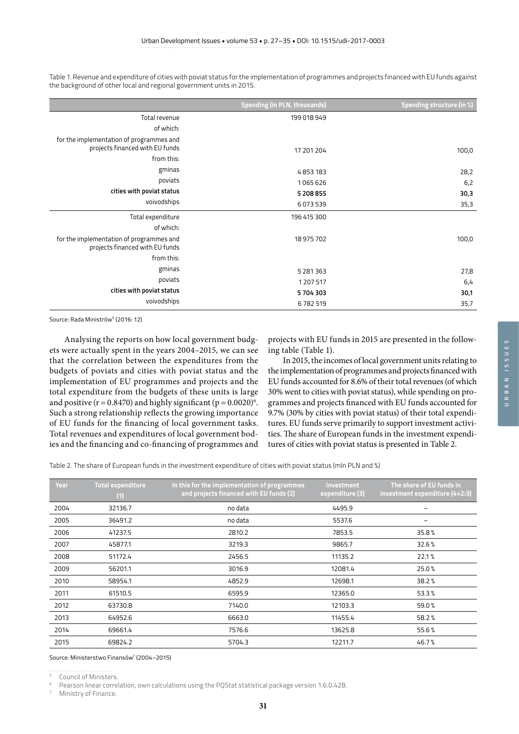Table 1. Revenue and expenditure of cities with poviat status for the implementation of programmes and projects financed with EU funds against the background of other local and regional government units in 2015.

| | Spending (in PLN, thousands) | Spending structure (in %) |
|---|---|---|
| Total revenue | 199 018 949 | |
| of which: | | |
| for the implementation of programmes and projects financed with EU funds | 17 201 204 | 100,0 |
| from this: | | |
| gminas | 4 853 183 | 28,2 |
| poviats | 1 065 626 | 6,2 |
| **cities with poviat status** | **5 208 855** | **30,3** |
| voivodships | 6 073 539 | 35,3 |
| Total expenditure | 196 415 300 | |
| of which: | | |
| for the implementation of programmes and projects financed with EU funds | 18 975 702 | 100,0 |
| from this: | | |
| gminas | 5 281 363 | 27,8 |
| poviats | 1 207 517 | 6,4 |
| **cities with poviat status** | **5 704 303** | **30,1** |
| voivodships | 6 782 519 | 35,7 |

Source: Rada Ministrów[5] (2016: 12)

Analysing the reports on how local government budgets were actually spent in the years 2004–2015, we can see that the correlation between the expenditures from the budgets of poviats and cities with poviat status and the implementation of EU programmes and projects and the total expenditure from the budgets of these units is large and positive ($r = 0.8470$) and highly significant ($p = 0.0020$)[6]. Such a strong relationship reflects the growing importance of EU funds for the financing of local government tasks. Total revenues and expenditures of local government bodies and the financing and co-financing of programmes and projects with EU funds in 2015 are presented in the following table (Table 1).

In 2015, the incomes of local government units relating to the implementation of programmes and projects financed with EU funds accounted for 8.6% of their total revenues (of which 30% went to cities with poviat status), while spending on programmes and projects financed with EU funds accounted for 9.7% (30% by cities with poviat status) of their total expenditures. EU funds serve primarily to support investment activities. The share of European funds in the investment expenditures of cities with poviat status is presented in Table 2.

Table 2. The share of European funds in the investment expenditure of cities with poviat status (mln PLN and %)

| Year | Total expenditure (1) | In this for the implementation of programmes and projects financed with EU funds (2) | Investment expenditure (3) | The share of EU funds in investment expenditure (4=2:3) |
|---|---|---|---|---|
| 2004 | 32136.7 | no data | 4495.9 | – |
| 2005 | 36491.2 | no data | 5537.6 | – |
| 2006 | 41237.5 | 2810.2 | 7853.5 | 35.8 % |
| 2007 | 45877.1 | 3219.3 | 9865.7 | 32.6 % |
| 2008 | 51172.4 | 2456.5 | 11135.2 | 22.1 % |
| 2009 | 56201.1 | 3016.9 | 12081.4 | 25.0 % |
| 2010 | 58954.1 | 4852.9 | 12698.1 | 38.2 % |
| 2011 | 61510.5 | 6595.9 | 12365.0 | 53.3 % |
| 2012 | 63730.8 | 7140.0 | 12103.3 | 59.0 % |
| 2013 | 64952.6 | 6663.0 | 11455.4 | 58.2 % |
| 2014 | 69661.4 | 7576.6 | 13625.8 | 55.6 % |
| 2015 | 69824.2 | 5704.3 | 12211.7 | 46.7 % |

Source: Ministerstwo Finansów[7] (2004–2015)

[5] Council of Ministers.

[6] Pearson linear correlation, own calculations using the PQStat statistical package version 1.6.0.428.

[7] Ministry of Finance.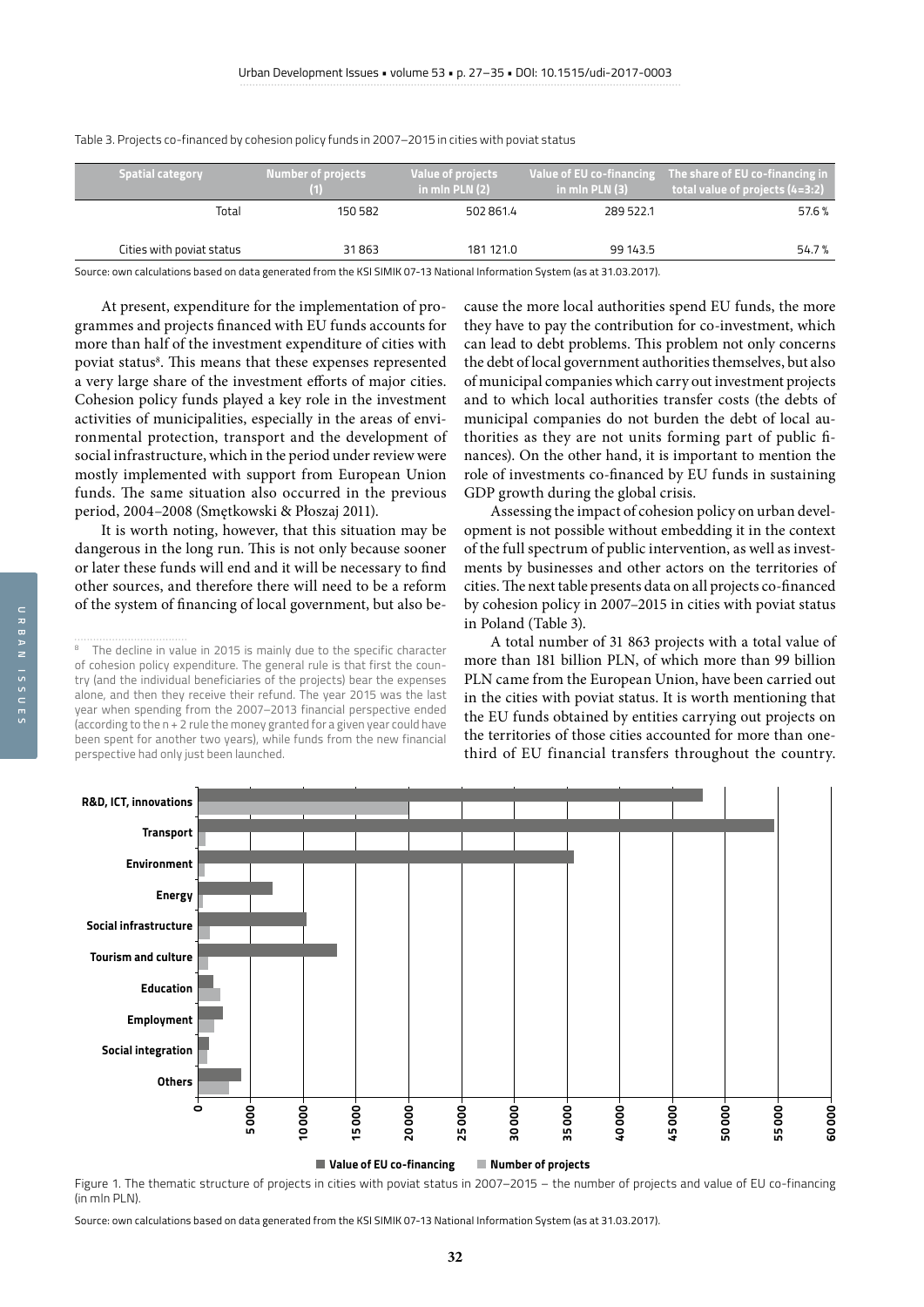Table 3. Projects co-financed by cohesion policy funds in 2007–2015 in cities with poviat status

| Spatial category | Number of projects (1) | Value of projects in mln PLN (2) | Value of EU co-financing in mln PLN (3) | The share of EU co-financing in total value of projects (4=3:2) |
|---|---|---|---|---|
| Total | 150 582 | 502 861.4 | 289 522.1 | 57.6 % |
| Cities with poviat status | 31 863 | 181 121.0 | 99 143.5 | 54.7 % |

Source: own calculations based on data generated from the KSI SIMIK 07-13 National Information System (as at 31.03.2017).

At present, expenditure for the implementation of programmes and projects financed with EU funds accounts for more than half of the investment expenditure of cities with poviat status[8]. This means that these expenses represented a very large share of the investment efforts of major cities. Cohesion policy funds played a key role in the investment activities of municipalities, especially in the areas of environmental protection, transport and the development of social infrastructure, which in the period under review were mostly implemented with support from European Union funds. The same situation also occurred in the previous period, 2004–2008 (Smętkowski & Płoszaj 2011).

It is worth noting, however, that this situation may be dangerous in the long run. This is not only because sooner or later these funds will end and it will be necessary to find other sources, and therefore there will need to be a reform of the system of financing of local government, but also because the more local authorities spend EU funds, the more they have to pay the contribution for co-investment, which can lead to debt problems. This problem not only concerns the debt of local government authorities themselves, but also of municipal companies which carry out investment projects and to which local authorities transfer costs (the debts of municipal companies do not burden the debt of local authorities as they are not units forming part of public finances). On the other hand, it is important to mention the role of investments co-financed by EU funds in sustaining GDP growth during the global crisis.

Assessing the impact of cohesion policy on urban development is not possible without embedding it in the context of the full spectrum of public intervention, as well as investments by businesses and other actors on the territories of cities. The next table presents data on all projects co-financed by cohesion policy in 2007–2015 in cities with poviat status in Poland (Table 3).

A total number of 31 863 projects with a total value of more than 181 billion PLN, of which more than 99 billion PLN came from the European Union, have been carried out in the cities with poviat status. It is worth mentioning that the EU funds obtained by entities carrying out projects on the territories of those cities accounted for more than one-third of EU financial transfers throughout the country.

[8] The decline in value in 2015 is mainly due to the specific character of cohesion policy expenditure. The general rule is that first the country (and the individual beneficiaries of the projects) bear the expenses alone, and then they receive their refund. The year 2015 was the last year when spending from the 2007–2013 financial perspective ended (according to the n + 2 rule the money granted for a given year could have been spent for another two years), while funds from the new financial perspective had only just been launched.

R&D, ICT, innovations
Transport
Environment
Energy
Social infrastructure
Tourism and culture
Education
Employment
Social integration
Others

0
5 000
10 000
15 000
20 000
25 000
30 000
35 000
40 000
45 000
50 000
55 000
60 000

Value of EU co-financing
Number of projects

Figure 1. The thematic structure of projects in cities with poviat status in 2007–2015 – the number of projects and value of EU co-financing (in mln PLN).

Source: own calculations based on data generated from the KSI SIMIK 07-13 National Information System (as at 31.03.2017).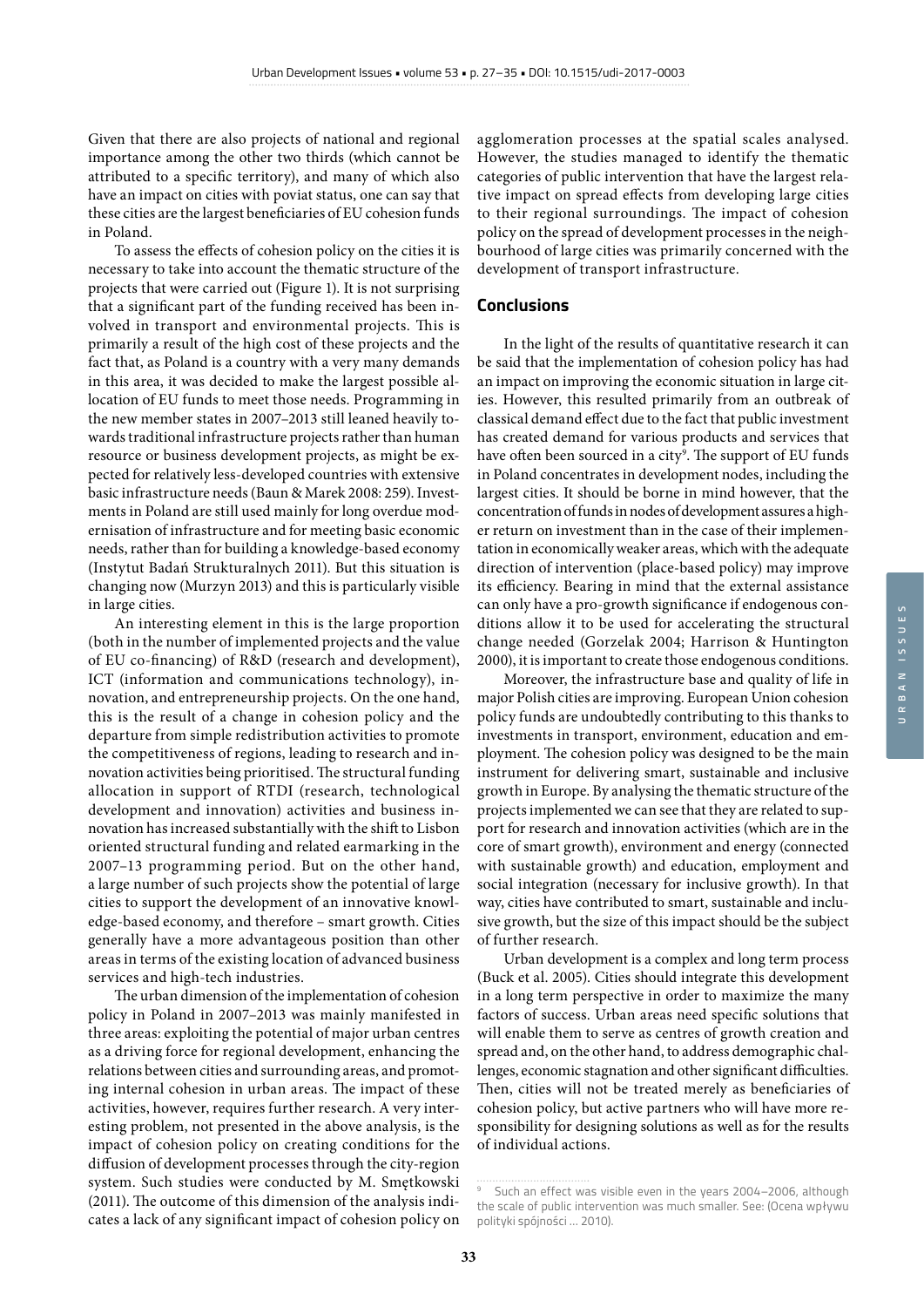Given that there are also projects of national and regional importance among the other two thirds (which cannot be attributed to a specific territory), and many of which also have an impact on cities with poviat status, one can say that these cities are the largest beneficiaries of EU cohesion funds in Poland.

To assess the effects of cohesion policy on the cities it is necessary to take into account the thematic structure of the projects that were carried out (Figure 1). It is not surprising that a significant part of the funding received has been involved in transport and environmental projects. This is primarily a result of the high cost of these projects and the fact that, as Poland is a country with a very many demands in this area, it was decided to make the largest possible allocation of EU funds to meet those needs. Programming in the new member states in 2007–2013 still leaned heavily towards traditional infrastructure projects rather than human resource or business development projects, as might be expected for relatively less-developed countries with extensive basic infrastructure needs (Baun & Marek 2008: 259). Investments in Poland are still used mainly for long overdue modernisation of infrastructure and for meeting basic economic needs, rather than for building a knowledge-based economy (Instytut Badań Strukturalnych 2011). But this situation is changing now (Murzyn 2013) and this is particularly visible in large cities.

An interesting element in this is the large proportion (both in the number of implemented projects and the value of EU co-financing) of R&D (research and development), ICT (information and communications technology), innovation, and entrepreneurship projects. On the one hand, this is the result of a change in cohesion policy and the departure from simple redistribution activities to promote the competitiveness of regions, leading to research and innovation activities being prioritised. The structural funding allocation in support of RTDI (research, technological development and innovation) activities and business innovation has increased substantially with the shift to Lisbon oriented structural funding and related earmarking in the 2007–13 programming period. But on the other hand, a large number of such projects show the potential of large cities to support the development of an innovative knowledge-based economy, and therefore – smart growth. Cities generally have a more advantageous position than other areas in terms of the existing location of advanced business services and high-tech industries.

The urban dimension of the implementation of cohesion policy in Poland in 2007–2013 was mainly manifested in three areas: exploiting the potential of major urban centres as a driving force for regional development, enhancing the relations between cities and surrounding areas, and promoting internal cohesion in urban areas. The impact of these activities, however, requires further research. A very interesting problem, not presented in the above analysis, is the impact of cohesion policy on creating conditions for the diffusion of development processes through the city-region system. Such studies were conducted by M. Smętkowski (2011). The outcome of this dimension of the analysis indicates a lack of any significant impact of cohesion policy on agglomeration processes at the spatial scales analysed. However, the studies managed to identify the thematic categories of public intervention that have the largest relative impact on spread effects from developing large cities to their regional surroundings. The impact of cohesion policy on the spread of development processes in the neighbourhood of large cities was primarily concerned with the development of transport infrastructure.

## Conclusions

In the light of the results of quantitative research it can be said that the implementation of cohesion policy has had an impact on improving the economic situation in large cities. However, this resulted primarily from an outbreak of classical demand effect due to the fact that public investment has created demand for various products and services that have often been sourced in a city[9]. The support of EU funds in Poland concentrates in development nodes, including the largest cities. It should be borne in mind however, that the concentration of funds in nodes of development assures a higher return on investment than in the case of their implementation in economically weaker areas, which with the adequate direction of intervention (place-based policy) may improve its efficiency. Bearing in mind that the external assistance can only have a pro-growth significance if endogenous conditions allow it to be used for accelerating the structural change needed (Gorzelak 2004; Harrison & Huntington 2000), it is important to create those endogenous conditions.

Moreover, the infrastructure base and quality of life in major Polish cities are improving. European Union cohesion policy funds are undoubtedly contributing to this thanks to investments in transport, environment, education and employment. The cohesion policy was designed to be the main instrument for delivering smart, sustainable and inclusive growth in Europe. By analysing the thematic structure of the projects implemented we can see that they are related to support for research and innovation activities (which are in the core of smart growth), environment and energy (connected with sustainable growth) and education, employment and social integration (necessary for inclusive growth). In that way, cities have contributed to smart, sustainable and inclusive growth, but the size of this impact should be the subject of further research.

Urban development is a complex and long term process (Buck et al. 2005). Cities should integrate this development in a long term perspective in order to maximize the many factors of success. Urban areas need specific solutions that will enable them to serve as centres of growth creation and spread and, on the other hand, to address demographic challenges, economic stagnation and other significant difficulties. Then, cities will not be treated merely as beneficiaries of cohesion policy, but active partners who will have more responsibility for designing solutions as well as for the results of individual actions.

[9] Such an effect was visible even in the years 2004–2006, although the scale of public intervention was much smaller. See: (Ocena wpływu polityki spójności ... 2010).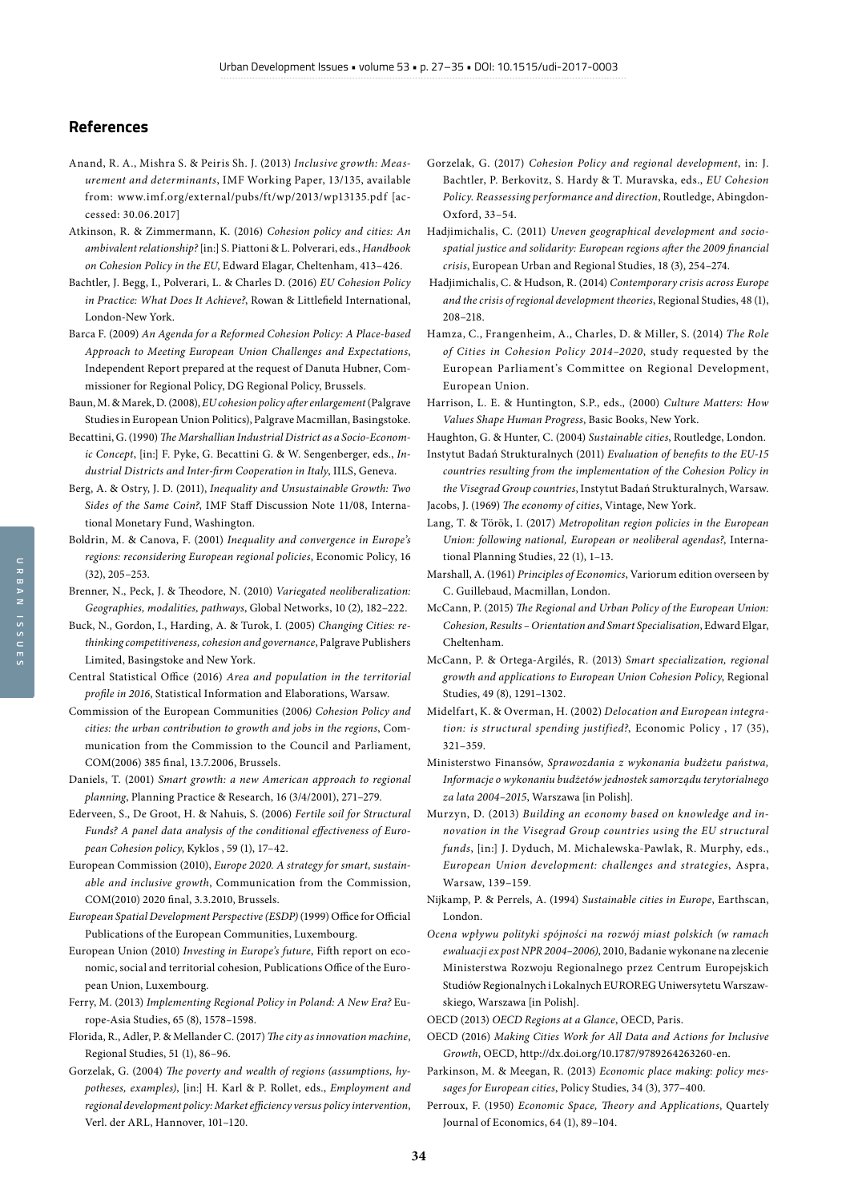## References

Anand, R. A., Mishra S. & Peiris Sh. J. (2013) *Inclusive growth: Measurement and determinants*, IMF Working Paper, 13/135, available from: www.imf.org/external/pubs/ft/wp/2013/wp13135.pdf [accessed: 30.06.2017]

Atkinson, R. & Zimmermann, K. (2016) *Cohesion policy and cities: An ambivalent relationship?* [in:] S. Piattoni & L. Polverari, eds., *Handbook on Cohesion Policy in the EU*, Edward Elagar, Cheltenham, 413–426.

Bachtler, J. Begg, I., Polverari, L. & Charles D. (2016) *EU Cohesion Policy in Practice: What Does It Achieve?*, Rowan & Littlefield International, London-New York.

Barca F. (2009) *An Agenda for a Reformed Cohesion Policy: A Place-based Approach to Meeting European Union Challenges and Expectations*, Independent Report prepared at the request of Danuta Hubner, Commissioner for Regional Policy, DG Regional Policy, Brussels.

Baun, M. & Marek, D. (2008), *EU cohesion policy after enlargement* (Palgrave Studies in European Union Politics), Palgrave Macmillan, Basingstoke.

Becattini, G. (1990) *The Marshallian Industrial District as a Socio-Economic Concept*, [in:] F. Pyke, G. Becattini G. & W. Sengenberger, eds., *Industrial Districts and Inter-firm Cooperation in Italy*, IILS, Geneva.

Berg, A. & Ostry, J. D. (2011), *Inequality and Unsustainable Growth: Two Sides of the Same Coin?*, IMF Staff Discussion Note 11/08, International Monetary Fund, Washington.

Boldrin, M. & Canova, F. (2001) *Inequality and convergence in Europe's regions: reconsidering European regional policies*, Economic Policy, 16 (32), 205–253.

Brenner, N., Peck, J. & Theodore, N. (2010) *Variegated neoliberalization: Geographies, modalities, pathways*, Global Networks, 10 (2), 182–222.

Buck, N., Gordon, I., Harding, A. & Turok, I. (2005) *Changing Cities: rethinking competitiveness, cohesion and governance*, Palgrave Publishers Limited, Basingstoke and New York.

Central Statistical Office (2016) *Area and population in the territorial profile in 2016*, Statistical Information and Elaborations, Warsaw.

Commission of the European Communities (2006*) Cohesion Policy and cities: the urban contribution to growth and jobs in the regions*, Communication from the Commission to the Council and Parliament, COM(2006) 385 final, 13.7.2006, Brussels.

Daniels, T. (2001) *Smart growth: a new American approach to regional planning*, Planning Practice & Research, 16 (3/4/2001), 271–279.

Ederveen, S., De Groot, H. & Nahuis, S. (2006) *Fertile soil for Structural Funds? A panel data analysis of the conditional effectiveness of European Cohesion policy*, Kyklos , 59 (1), 17–42.

European Commission (2010), *Europe 2020. A strategy for smart, sustainable and inclusive growth*, Communication from the Commission, COM(2010) 2020 final, 3.3.2010, Brussels.

*European Spatial Development Perspective (ESDP)* (1999) Office for Official Publications of the European Communities, Luxembourg.

European Union (2010) *Investing in Europe's future*, Fifth report on economic, social and territorial cohesion, Publications Office of the European Union, Luxembourg.

Ferry, M. (2013) *Implementing Regional Policy in Poland: A New Era?* Europe-Asia Studies, 65 (8), 1578–1598.

Florida, R., Adler, P. & Mellander C. (2017) *The city as innovation machine*, Regional Studies, 51 (1), 86–96.

Gorzelak, G. (2004) *The poverty and wealth of regions (assumptions, hypotheses, examples)*, [in:] H. Karl & P. Rollet, eds., *Employment and regional development policy: Market efficiency versus policy intervention*, Verl. der ARL, Hannover, 101–120.

Gorzelak, G. (2017) *Cohesion Policy and regional development*, in: J. Bachtler, P. Berkovitz, S. Hardy & T. Muravska, eds., *EU Cohesion Policy. Reassessing performance and direction*, Routledge, Abingdon-Oxford, 33–54.

Hadjimichalis, C. (2011) *Uneven geographical development and socio-spatial justice and solidarity: European regions after the 2009 financial crisis*, European Urban and Regional Studies, 18 (3), 254–274.

Hadjimichalis, C. & Hudson, R. (2014) *Contemporary crisis across Europe and the crisis of regional development theories*, Regional Studies, 48 (1), 208–218.

Hamza, C., Frangenheim, A., Charles, D. & Miller, S. (2014) *The Role of Cities in Cohesion Policy 2014–2020*, study requested by the European Parliament's Committee on Regional Development, European Union.

Harrison, L. E. & Huntington, S.P., eds., (2000) *Culture Matters: How Values Shape Human Progress*, Basic Books, New York.

Haughton, G. & Hunter, C. (2004) *Sustainable cities*, Routledge, London.

Instytut Badań Strukturalnych (2011) *Evaluation of benefits to the EU-15 countries resulting from the implementation of the Cohesion Policy in the Visegrad Group countries*, Instytut Badań Strukturalnych, Warsaw.

Jacobs, J. (1969) *The economy of cities*, Vintage, New York.

Lang, T. & Török, I. (2017) *Metropolitan region policies in the European Union: following national, European or neoliberal agendas?*, International Planning Studies, 22 (1), 1–13.

Marshall, A. (1961) *Principles of Economics*, Variorum edition overseen by C. Guillebaud, Macmillan, London.

McCann, P. (2015) *The Regional and Urban Policy of the European Union: Cohesion, Results – Orientation and Smart Specialisation*, Edward Elgar, Cheltenham.

McCann, P. & Ortega-Argilés, R. (2013) *Smart specialization, regional growth and applications to European Union Cohesion Policy*, Regional Studies, 49 (8), 1291–1302.

Midelfart, K. & Overman, H. (2002) *Delocation and European integration: is structural spending justified?*, Economic Policy , 17 (35), 321–359.

Ministerstwo Finansów, *Sprawozdania z wykonania budżetu państwa, Informacje o wykonaniu budżetów jednostek samorządu terytorialnego za lata 2004–2015*, Warszawa [in Polish].

Murzyn, D. (2013) *Building an economy based on knowledge and innovation in the Visegrad Group countries using the EU structural funds*, [in:] J. Dyduch, M. Michalewska-Pawlak, R. Murphy, eds., *European Union development: challenges and strategies*, Aspra, Warsaw, 139–159.

Nijkamp, P. & Perrels, A. (1994) *Sustainable cities in Europe*, Earthscan, London.

*Ocena wpływu polityki spójności na rozwój miast polskich (w ramach ewaluacji ex post NPR 2004–2006)*, 2010, Badanie wykonane na zlecenie Ministerstwa Rozwoju Regionalnego przez Centrum Europejskich Studiów Regionalnych i Lokalnych EUROREG Uniwersytetu Warszawskiego, Warszawa [in Polish].

OECD (2013) *OECD Regions at a Glance*, OECD, Paris.

OECD (2016) *Making Cities Work for All Data and Actions for Inclusive Growth*, OECD, http://dx.doi.org/10.1787/9789264263260-en.

Parkinson, M. & Meegan, R. (2013) *Economic place making: policy messages for European cities*, Policy Studies, 34 (3), 377–400.

Perroux, F. (1950) *Economic Space, Theory and Applications*, Quartely Journal of Economics, 64 (1), 89–104.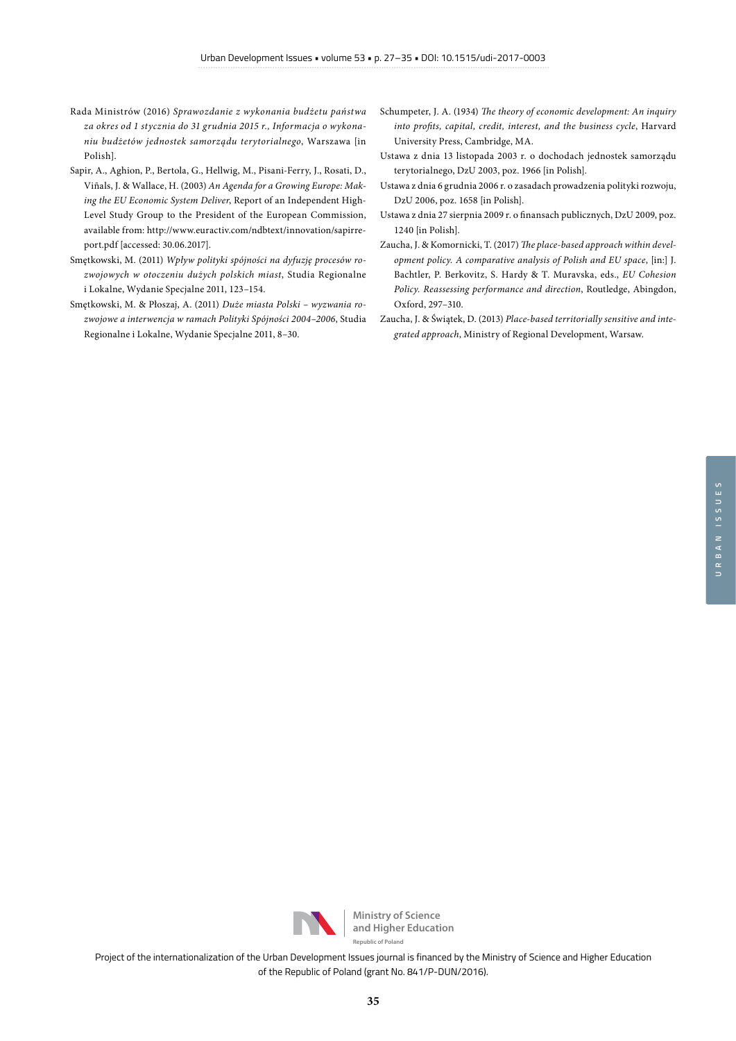Rada Ministrów (2016) *Sprawozdanie z wykonania budżetu państwa za okres od 1 stycznia do 31 grudnia 2015 r., Informacja o wykonaniu budżetów jednostek samorządu terytorialnego*, Warszawa [in Polish].

Sapir, A., Aghion, P., Bertola, G., Hellwig, M., Pisani-Ferry, J., Rosati, D., Viñals, J. & Wallace, H. (2003) *An Agenda for a Growing Europe: Making the EU Economic System Deliver*, Report of an Independent High-Level Study Group to the President of the European Commission, available from: http://www.euractiv.com/ndbtext/innovation/sapirreport.pdf [accessed: 30.06.2017].

Smętkowski, M. (2011) *Wpływ polityki spójności na dyfuzję procesów rozwojowych w otoczeniu dużych polskich miast*, Studia Regionalne i Lokalne, Wydanie Specjalne 2011, 123–154.

Smętkowski, M. & Płoszaj, A. (2011) *Duże miasta Polski – wyzwania rozwojowe a interwencja w ramach Polityki Spójności 2004–2006*, Studia Regionalne i Lokalne, Wydanie Specjalne 2011, 8–30.

Schumpeter, J. A. (1934) *The theory of economic development: An inquiry into profits, capital, credit, interest, and the business cycle*, Harvard University Press, Cambridge, MA.

Ustawa z dnia 13 listopada 2003 r. o dochodach jednostek samorządu terytorialnego, DzU 2003, poz. 1966 [in Polish].

Ustawa z dnia 6 grudnia 2006 r. o zasadach prowadzenia polityki rozwoju, DzU 2006, poz. 1658 [in Polish].

Ustawa z dnia 27 sierpnia 2009 r. o finansach publicznych, DzU 2009, poz. 1240 [in Polish].

Zaucha, J. & Komornicki, T. (2017) *The place-based approach within development policy. A comparative analysis of Polish and EU space*, [in:] J. Bachtler, P. Berkovitz, S. Hardy & T. Muravska, eds., *EU Cohesion Policy. Reassessing performance and direction*, Routledge, Abingdon, Oxford, 297–310.

Zaucha, J. & Świątek, D. (2013) *Place-based territorially sensitive and integrated approach*, Ministry of Regional Development, Warsaw.

Ministry of Science and Higher Education
Republic of Poland

Project of the internationalization of the Urban Development Issues journal is financed by the Ministry of Science and Higher Education of the Republic of Poland (grant No. 841/P-DUN/2016).